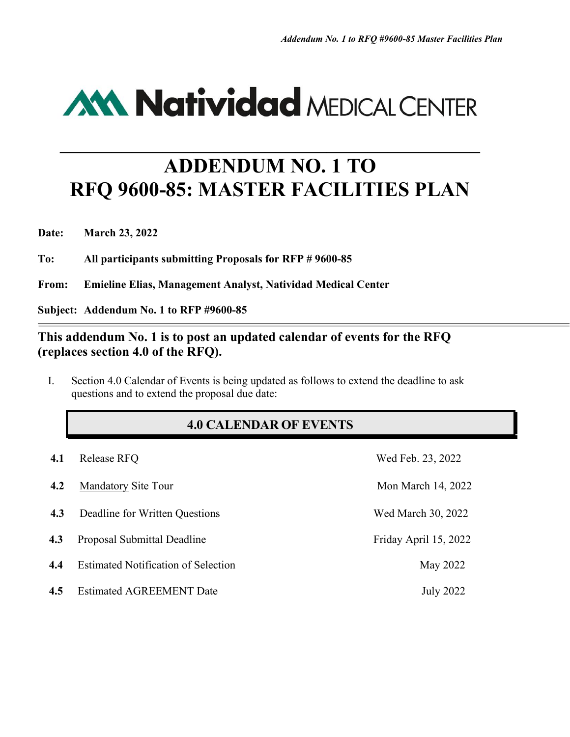Natividad MEDICAL CENTER

# ADDENDUM NO. 1 TO RFQ 9600-85: MASTER FACILITIES PLAN

**Date:** **March 23, 2022**

**To:** **All participants submitting Proposals for RFP # 9600-85**

**From:** **Emieline Elias, Management Analyst, Natividad Medical Center**

**Subject:** **Addendum No. 1 to RFP #9600-85**

---

## This addendum No. 1 is to post an updated calendar of events for the RFQ (replaces section 4.0 of the RFQ).

I. Section 4.0 Calendar of Events is being updated as follows to extend the deadline to ask questions and to extend the proposal due date:

### 4.0 CALENDAR OF EVENTS

| | | |
|---|---|---|
| **4.1** | Release RFQ | Wed Feb. 23, 2022 |
| **4.2** | Mandatory Site Tour | Mon March 14, 2022 |
| **4.3** | Deadline for Written Questions | Wed March 30, 2022 |
| **4.3** | Proposal Submittal Deadline | Friday April 15, 2022 |
| **4.4** | Estimated Notification of Selection | May 2022 |
| **4.5** | Estimated AGREEMENT Date | July 2022 |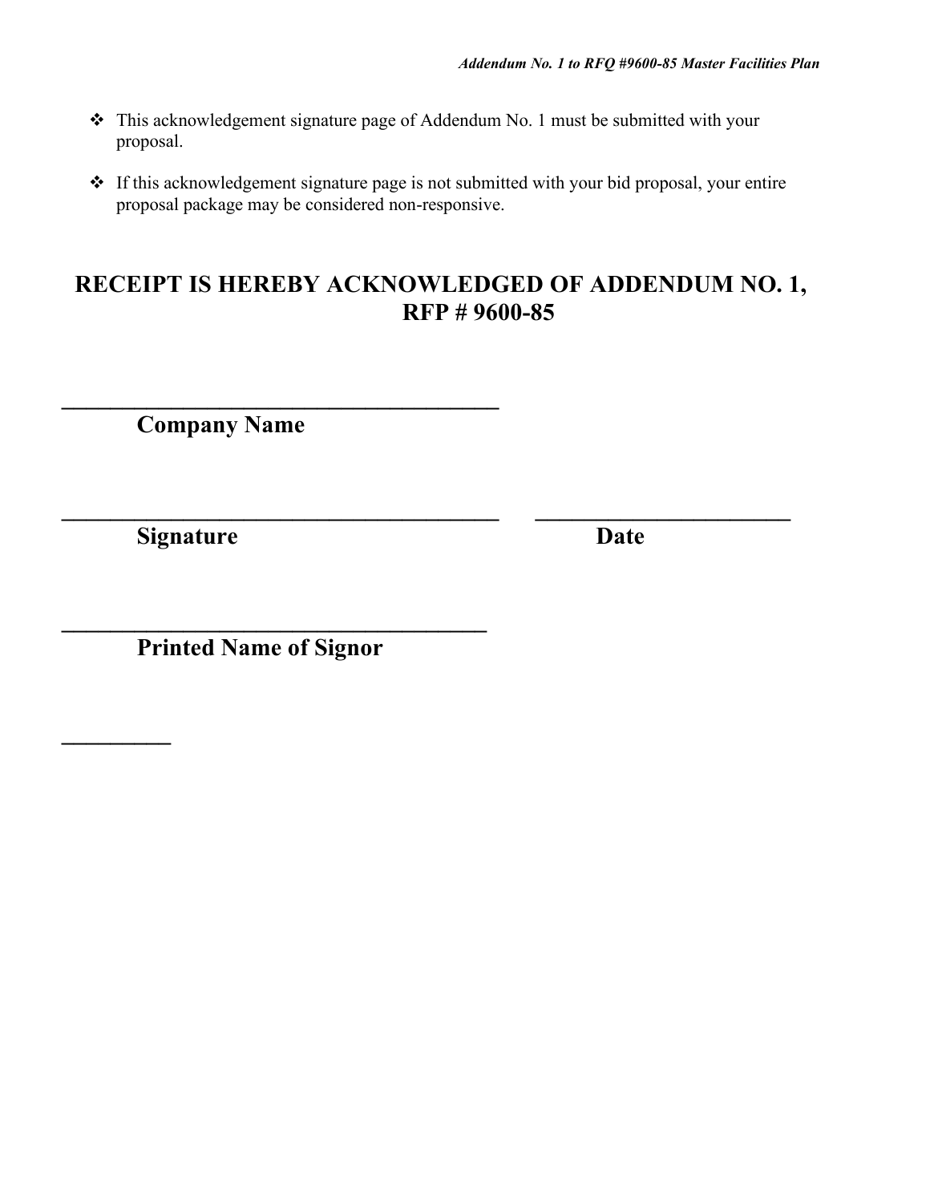- This acknowledgement signature page of Addendum No. 1 must be submitted with your proposal.
- If this acknowledgement signature page is not submitted with your bid proposal, your entire proposal package may be considered non-responsive.

## RECEIPT IS HEREBY ACKNOWLEDGED OF ADDENDUM NO. 1, RFP # 9600-85

\_\_\_\_\_\_\_\_\_\_\_\_\_\_\_\_\_\_\_\_\_\_\_\_\_\_\_\_\_\_\_\_\_\_\_\_\_\_\_\_

**Company Name**

\_\_\_\_\_\_\_\_\_\_\_\_\_\_\_\_\_\_\_\_\_\_\_\_\_\_\_\_\_\_\_\_\_\_\_\_\_\_\_\_ \_\_\_\_\_\_\_\_\_\_\_\_\_\_\_\_\_\_\_\_\_\_\_

**Signature** **Date**

\_\_\_\_\_\_\_\_\_\_\_\_\_\_\_\_\_\_\_\_\_\_\_\_\_\_\_\_\_\_\_\_\_\_\_\_\_\_\_

**Printed Name of Signor**

\_\_\_\_\_\_\_\_\_\_